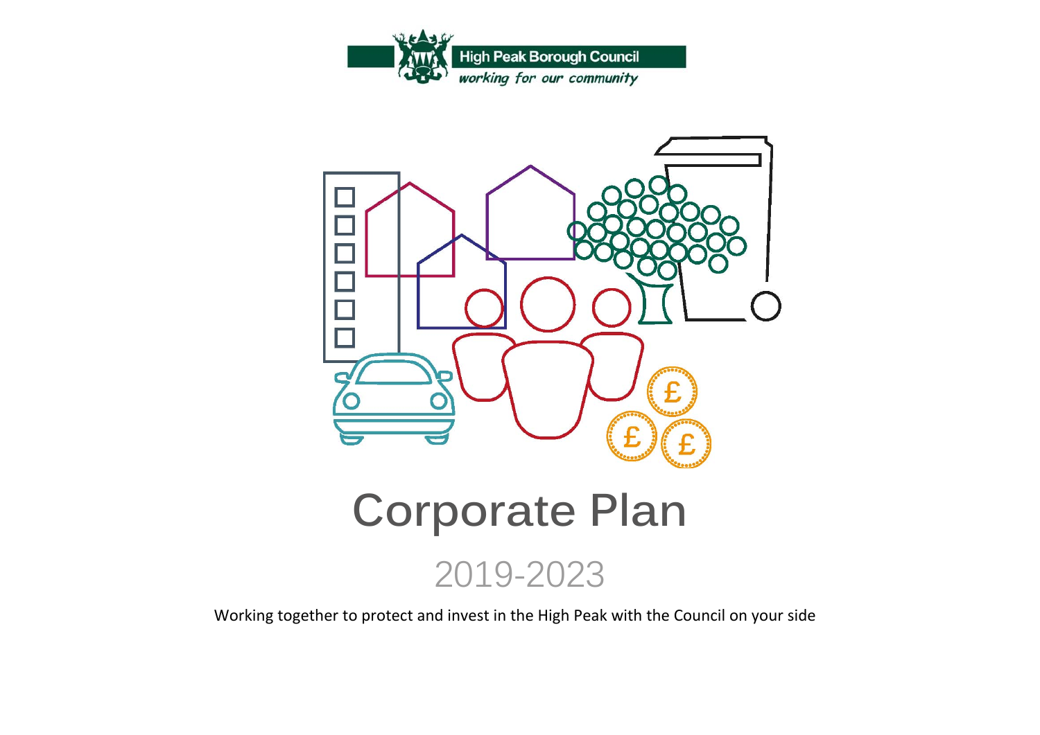High Peak Borough Council

*working for our community*

# Corporate Plan

## 2019-2023

Working together to protect and invest in the High Peak with the Council on your side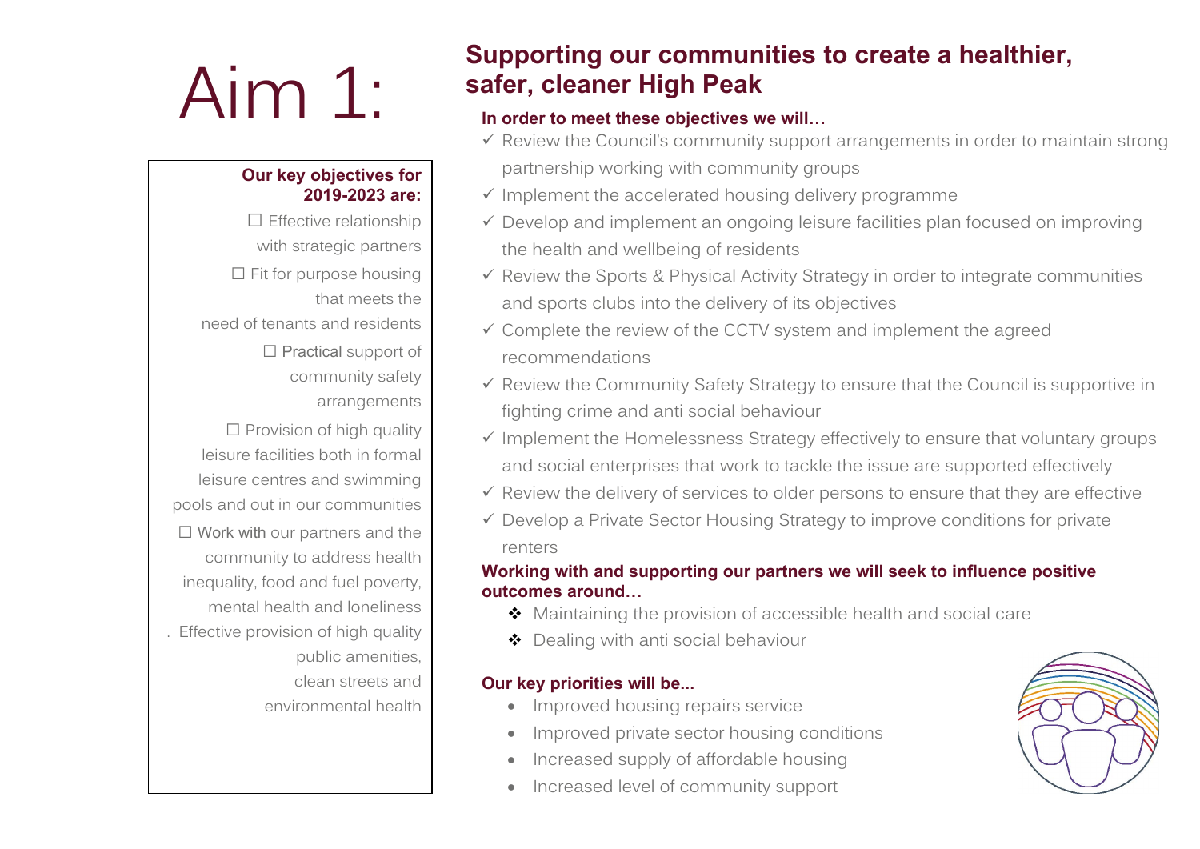# Aim 1:

## Supporting our communities to create a healthier, safer, cleaner High Peak

**Our key objectives for 2019-2023 are:**

- ☐ Effective relationship with strategic partners
- ☐ Fit for purpose housing that meets the need of tenants and residents
- ☐ Practical support of community safety arrangements
- ☐ Provision of high quality leisure facilities both in formal leisure centres and swimming pools and out in our communities
- ☐ Work with our partners and the community to address health inequality, food and fuel poverty, mental health and loneliness
- . Effective provision of high quality public amenities, clean streets and environmental health

**In order to meet these objectives we will…**

- ✓ Review the Council's community support arrangements in order to maintain strong partnership working with community groups
- ✓ Implement the accelerated housing delivery programme
- ✓ Develop and implement an ongoing leisure facilities plan focused on improving the health and wellbeing of residents
- ✓ Review the Sports & Physical Activity Strategy in order to integrate communities and sports clubs into the delivery of its objectives
- ✓ Complete the review of the CCTV system and implement the agreed recommendations
- ✓ Review the Community Safety Strategy to ensure that the Council is supportive in fighting crime and anti social behaviour
- ✓ Implement the Homelessness Strategy effectively to ensure that voluntary groups and social enterprises that work to tackle the issue are supported effectively
- ✓ Review the delivery of services to older persons to ensure that they are effective
- ✓ Develop a Private Sector Housing Strategy to improve conditions for private renters

**Working with and supporting our partners we will seek to influence positive outcomes around…**

- ❖ Maintaining the provision of accessible health and social care
- ❖ Dealing with anti social behaviour

**Our key priorities will be...**

- Improved housing repairs service
- Improved private sector housing conditions
- Increased supply of affordable housing
- Increased level of community support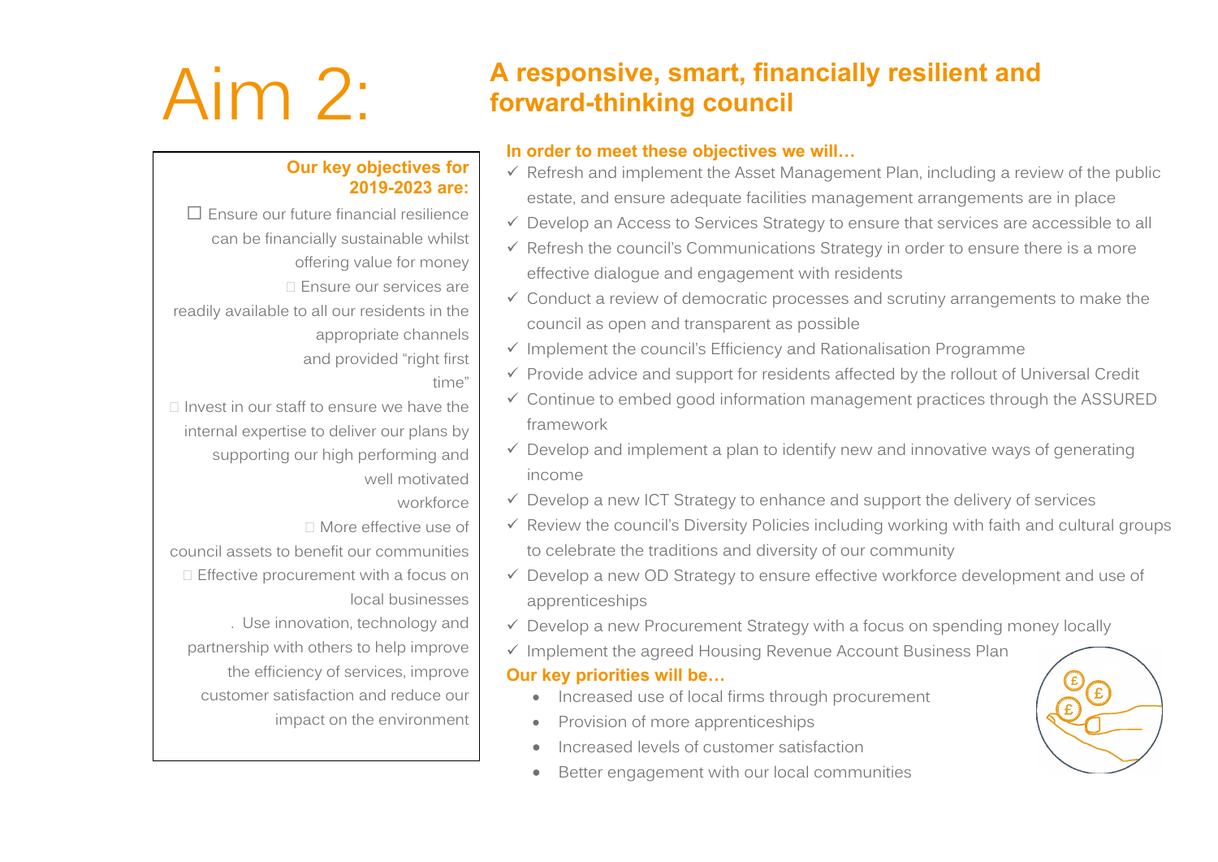# Aim 2:

## A responsive, smart, financially resilient and forward-thinking council

**Our key objectives for 2019-2023 are:**

- Ensure our future financial resilience can be financially sustainable whilst offering value for money
- Ensure our services are readily available to all our residents in the appropriate channels and provided "right first time"
- Invest in our staff to ensure we have the internal expertise to deliver our plans by supporting our high performing and well motivated workforce
- More effective use of council assets to benefit our communities
- Effective procurement with a focus on local businesses
- Use innovation, technology and partnership with others to help improve the efficiency of services, improve customer satisfaction and reduce our impact on the environment

**In order to meet these objectives we will…**

- ✓ Refresh and implement the Asset Management Plan, including a review of the public estate, and ensure adequate facilities management arrangements are in place
- ✓ Develop an Access to Services Strategy to ensure that services are accessible to all
- ✓ Refresh the council's Communications Strategy in order to ensure there is a more effective dialogue and engagement with residents
- ✓ Conduct a review of democratic processes and scrutiny arrangements to make the council as open and transparent as possible
- ✓ Implement the council's Efficiency and Rationalisation Programme
- ✓ Provide advice and support for residents affected by the rollout of Universal Credit
- ✓ Continue to embed good information management practices through the ASSURED framework
- ✓ Develop and implement a plan to identify new and innovative ways of generating income
- ✓ Develop a new ICT Strategy to enhance and support the delivery of services
- ✓ Review the council's Diversity Policies including working with faith and cultural groups to celebrate the traditions and diversity of our community
- ✓ Develop a new OD Strategy to ensure effective workforce development and use of apprenticeships
- ✓ Develop a new Procurement Strategy with a focus on spending money locally
- ✓ Implement the agreed Housing Revenue Account Business Plan

**Our key priorities will be…**

- Increased use of local firms through procurement
- Provision of more apprenticeships
- Increased levels of customer satisfaction
- Better engagement with our local communities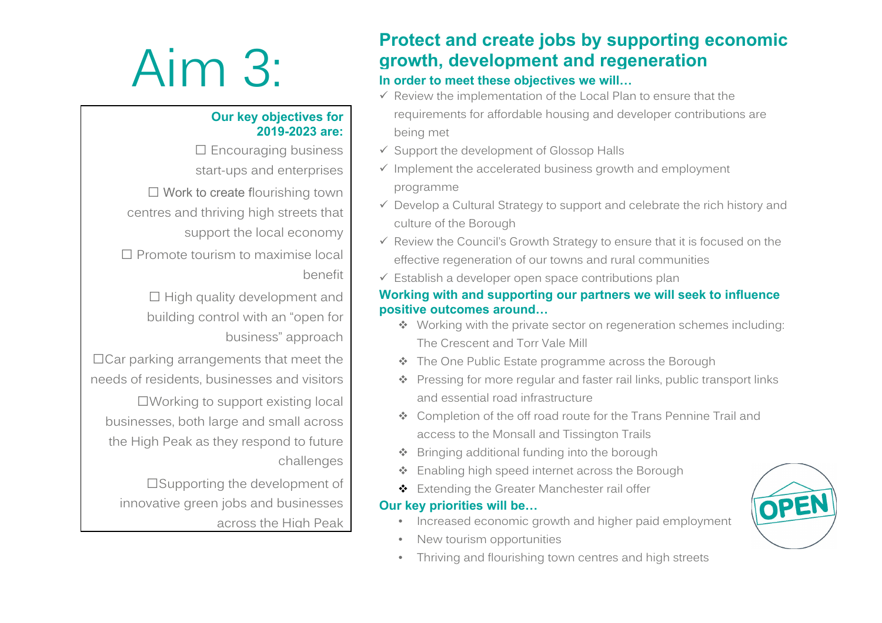# Aim 3:

**Our key objectives for 2019-2023 are:**

- ☐ Encouraging business start-ups and enterprises
- ☐ Work to create flourishing town centres and thriving high streets that support the local economy
- ☐ Promote tourism to maximise local benefit
- ☐ High quality development and building control with an "open for business" approach
- ☐Car parking arrangements that meet the needs of residents, businesses and visitors
- ☐Working to support existing local businesses, both large and small across the High Peak as they respond to future challenges
- ☐Supporting the development of innovative green jobs and businesses across the High Peak

## Protect and create jobs by supporting economic growth, development and regeneration

### In order to meet these objectives we will…

- ✓ Review the implementation of the Local Plan to ensure that the requirements for affordable housing and developer contributions are being met
- ✓ Support the development of Glossop Halls
- ✓ Implement the accelerated business growth and employment programme
- ✓ Develop a Cultural Strategy to support and celebrate the rich history and culture of the Borough
- ✓ Review the Council's Growth Strategy to ensure that it is focused on the effective regeneration of our towns and rural communities
- ✓ Establish a developer open space contributions plan

### Working with and supporting our partners we will seek to influence positive outcomes around…

- ❖ Working with the private sector on regeneration schemes including: The Crescent and Torr Vale Mill
- ❖ The One Public Estate programme across the Borough
- ❖ Pressing for more regular and faster rail links, public transport links and essential road infrastructure
- ❖ Completion of the off road route for the Trans Pennine Trail and access to the Monsall and Tissington Trails
- ❖ Bringing additional funding into the borough
- ❖ Enabling high speed internet across the Borough
- ❖ Extending the Greater Manchester rail offer

### Our key priorities will be…

- Increased economic growth and higher paid employment
- New tourism opportunities
- Thriving and flourishing town centres and high streets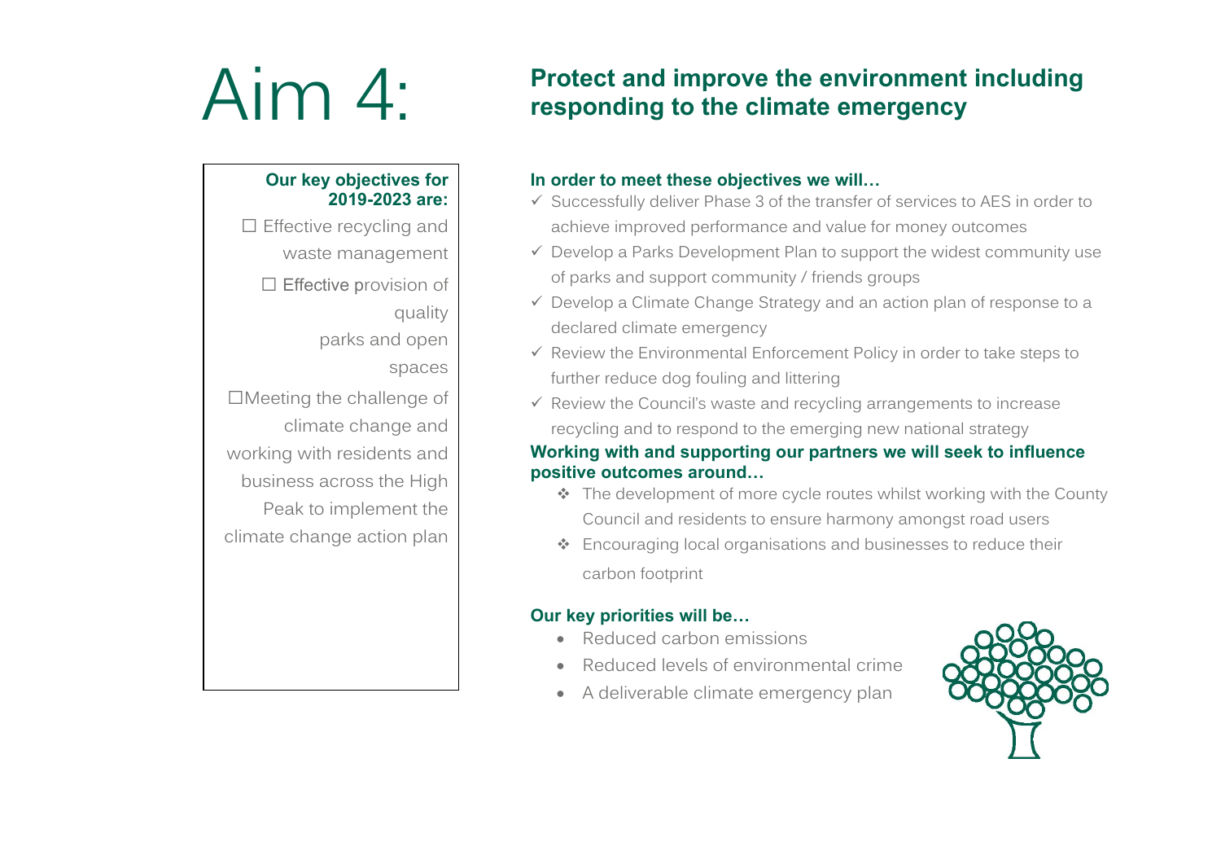# Aim 4: Protect and improve the environment including responding to the climate emergency

**Our key objectives for 2019-2023 are:**

- ☐ Effective recycling and waste management
- ☐ Effective provision of quality parks and open spaces
- ☐ Meeting the challenge of climate change and working with residents and business across the High Peak to implement the climate change action plan

**In order to meet these objectives we will…**

- ✓ Successfully deliver Phase 3 of the transfer of services to AES in order to achieve improved performance and value for money outcomes
- ✓ Develop a Parks Development Plan to support the widest community use of parks and support community / friends groups
- ✓ Develop a Climate Change Strategy and an action plan of response to a declared climate emergency
- ✓ Review the Environmental Enforcement Policy in order to take steps to further reduce dog fouling and littering
- ✓ Review the Council's waste and recycling arrangements to increase recycling and to respond to the emerging new national strategy

**Working with and supporting our partners we will seek to influence positive outcomes around…**

- ❖ The development of more cycle routes whilst working with the County Council and residents to ensure harmony amongst road users
- ❖ Encouraging local organisations and businesses to reduce their carbon footprint

**Our key priorities will be…**

- Reduced carbon emissions
- Reduced levels of environmental crime
- A deliverable climate emergency plan